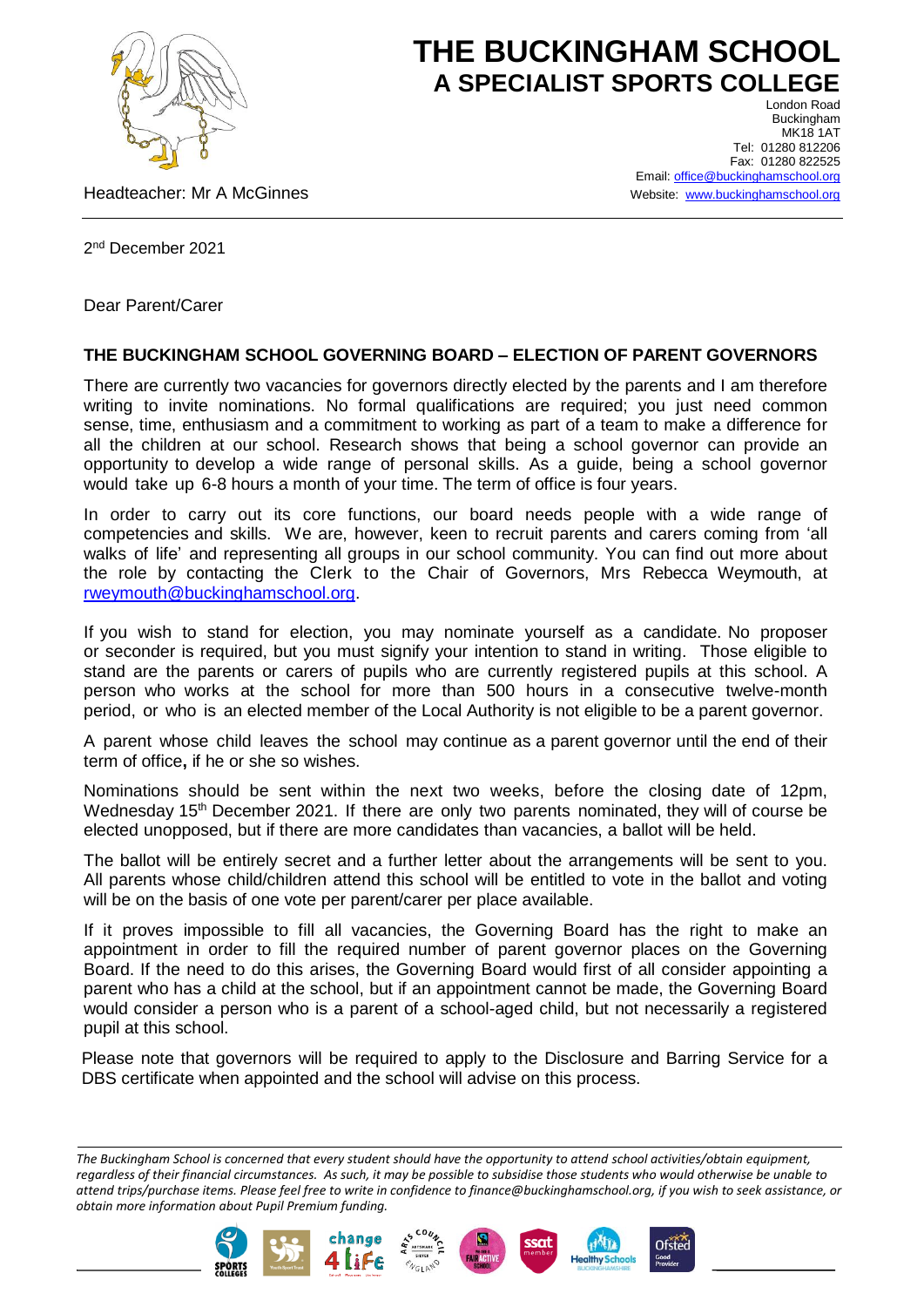# THE BUCKINGHAM SCHOOL
## A SPECIALIST SPORTS COLLEGE

London Road
Buckingham
MK18 1AT
Tel: 01280 812206
Fax: 01280 822525
Email: office@buckinghamschool.org
Website: www.buckinghamschool.org

Headteacher: Mr A McGinnes

2nd December 2021

Dear Parent/Carer

**THE BUCKINGHAM SCHOOL GOVERNING BOARD – ELECTION OF PARENT GOVERNORS**

There are currently two vacancies for governors directly elected by the parents and I am therefore writing to invite nominations. No formal qualifications are required; you just need common sense, time, enthusiasm and a commitment to working as part of a team to make a difference for all the children at our school. Research shows that being a school governor can provide an opportunity to develop a wide range of personal skills. As a guide, being a school governor would take up 6-8 hours a month of your time. The term of office is four years.

In order to carry out its core functions, our board needs people with a wide range of competencies and skills. We are, however, keen to recruit parents and carers coming from 'all walks of life' and representing all groups in our school community. You can find out more about the role by contacting the Clerk to the Chair of Governors, Mrs Rebecca Weymouth, at rweymouth@buckinghamschool.org.

If you wish to stand for election, you may nominate yourself as a candidate. No proposer or seconder is required, but you must signify your intention to stand in writing. Those eligible to stand are the parents or carers of pupils who are currently registered pupils at this school. A person who works at the school for more than 500 hours in a consecutive twelve-month period, or who is an elected member of the Local Authority is not eligible to be a parent governor.

A parent whose child leaves the school may continue as a parent governor until the end of their term of office**,** if he or she so wishes.

Nominations should be sent within the next two weeks, before the closing date of 12pm, Wednesday 15th December 2021. If there are only two parents nominated, they will of course be elected unopposed, but if there are more candidates than vacancies, a ballot will be held.

The ballot will be entirely secret and a further letter about the arrangements will be sent to you. All parents whose child/children attend this school will be entitled to vote in the ballot and voting will be on the basis of one vote per parent/carer per place available.

If it proves impossible to fill all vacancies, the Governing Board has the right to make an appointment in order to fill the required number of parent governor places on the Governing Board. If the need to do this arises, the Governing Board would first of all consider appointing a parent who has a child at the school, but if an appointment cannot be made, the Governing Board would consider a person who is a parent of a school-aged child, but not necessarily a registered pupil at this school.

Please note that governors will be required to apply to the Disclosure and Barring Service for a DBS certificate when appointed and the school will advise on this process.

*The Buckingham School is concerned that every student should have the opportunity to attend school activities/obtain equipment, regardless of their financial circumstances. As such, it may be possible to subsidise those students who would otherwise be unable to attend trips/purchase items. Please feel free to write in confidence to finance@buckinghamschool.org, if you wish to seek assistance, or obtain more information about Pupil Premium funding.*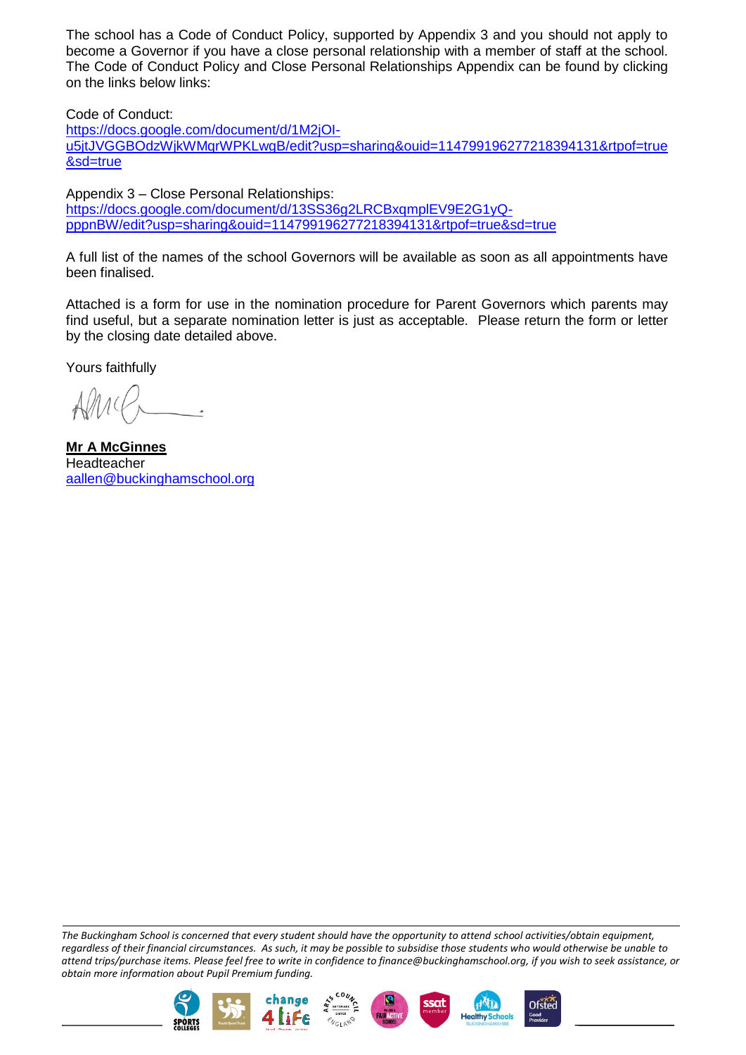The school has a Code of Conduct Policy, supported by Appendix 3 and you should not apply to become a Governor if you have a close personal relationship with a member of staff at the school. The Code of Conduct Policy and Close Personal Relationships Appendix can be found by clicking on the links below links:

Code of Conduct:
https://docs.google.com/document/d/1M2jOI-u5jtJVGGBOdzWjkWMqrWPKLwgB/edit?usp=sharing&ouid=114799196277218394131&rtpof=true&sd=true

Appendix 3 – Close Personal Relationships:
https://docs.google.com/document/d/13SS36g2LRCBxqmplEV9E2G1yQ-pppnBW/edit?usp=sharing&ouid=114799196277218394131&rtpof=true&sd=true

A full list of the names of the school Governors will be available as soon as all appointments have been finalised.

Attached is a form for use in the nomination procedure for Parent Governors which parents may find useful, but a separate nomination letter is just as acceptable. Please return the form or letter by the closing date detailed above.

Yours faithfully

**Mr A McGinnes**
Headteacher
aallen@buckinghamschool.org

*The Buckingham School is concerned that every student should have the opportunity to attend school activities/obtain equipment, regardless of their financial circumstances. As such, it may be possible to subsidise those students who would otherwise be unable to attend trips/purchase items. Please feel free to write in confidence to finance@buckinghamschool.org, if you wish to seek assistance, or obtain more information about Pupil Premium funding.*